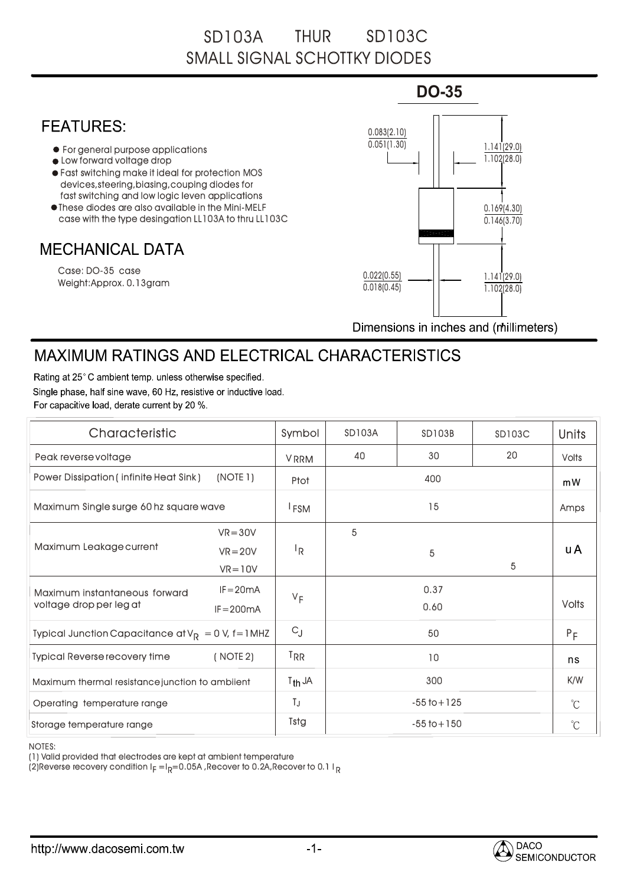# SD103A THUR SD103C
## SMALL SIGNAL SCHOTTKY DIODES

**DO-35**

## FEATURES:

- For general purpose applications
- Low forward voltage drop
- Fast switching make it ideal for protection MOS devices,steering,biasing,couping diodes for fast switching and low logic leven applications
- These diodes are also available in the Mini-MELF case with the type desingation LL103A to thru LL103C

## MECHANICAL DATA

Case: DO-35 case
Weight:Approx. 0.13gram

0.083(2.10)
0.051(1.30)

1.141(29.0)
1.102(28.0)

0.169(4.30)
0.146(3.70)

0.022(0.55)
0.018(0.45)

1.141(29.0)
1.102(28.0)

Dimensions in inches and (millimeters)

## MAXIMUM RATINGS AND ELECTRICAL CHARACTERISTICS

Rating at 25° C ambient temp. unless otherwise specified.
Single phase, half sine wave, 60 Hz, resistive or inductive load.
For capacitive load, derate current by 20 %.

| Characteristic | | Symbol | SD103A | SD103B | SD103C | Units |
|---|---|---|---|---|---|---|
| Peak reverse voltage | | $V_{RRM}$ | 40 | 30 | 20 | Volts |
| Power Dissipation ( infinite Heat Sink ) (NOTE 1) | | Ptot | | 400 | | mW |
| Maximum Single surge 60 hz square wave | | $I_{FSM}$ | | 15 | | Amps |
| Maximum Leakage current | VR=30V | $I_R$ | 5 | | | uA |
| | VR=20V | | | 5 | | |
| | VR=10V | | | | 5 | |
| Maximum instantaneous forward voltage drop per leg at | IF=20mA | $V_F$ | | 0.37 | | Volts |
| | IF=200mA | | | 0.60 | | |
| Typical Junction Capacitance at $V_R$ = 0 V, f=1MHZ | | $C_J$ | | 50 | | $P_F$ |
| Typical Reverse recovery time ( NOTE 2) | | $T_{RR}$ | | 10 | | ns |
| Maximum thermal resistance junction to ambiient | | $T_{th}$ JA | | 300 | | K/W |
| Operating temperature range | | $T_J$ | | -55 to+125 | | ℃ |
| Storage temperature range | | Tstg | | -55 to+150 | | ℃ |

NOTES:
(1) Valid provided that electrodes are kept at ambient temperature
(2)Reverse recovery condition $I_F = I_R$=0.05A ,Recover to 0.2A,Recover to 0.1 $I_R$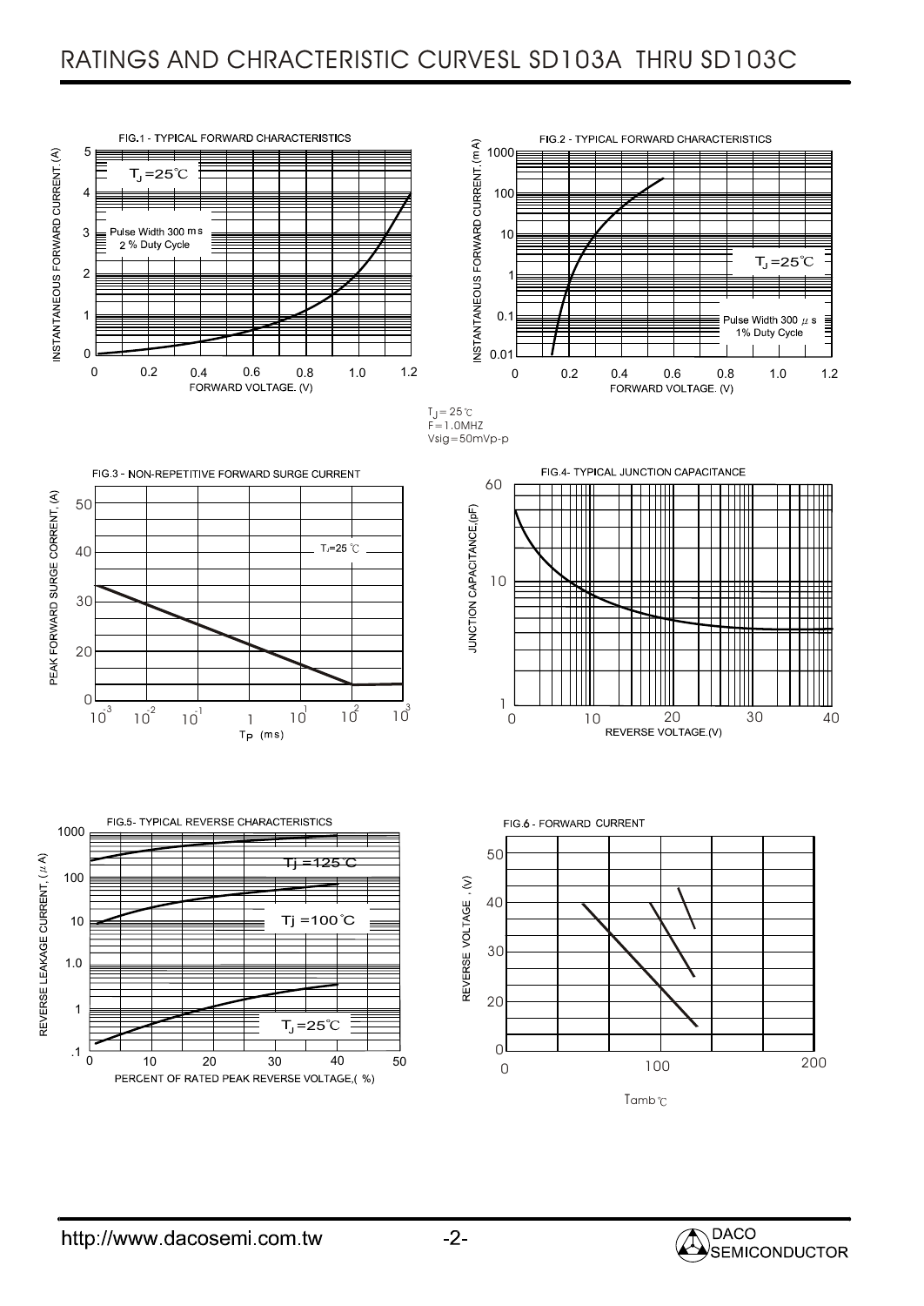# RATINGS AND CHRACTERISTIC CURVESL SD103A THRU SD103C

FIG.1 - TYPICAL FORWARD CHARACTERISTICS

INSTANTANEOUS FORWARD CURRENT, (A)

$T_J$=25℃

Pulse Width 300 ms
2 % Duty Cycle

0 0.2 0.4 0.6 0.8 1.0 1.2

FORWARD VOLTAGE. (V)

FIG.2 - TYPICAL FORWARD CHARACTERISTICS

INSTANTANEOUS FORWARD CURRENT, (mA)

$T_J$=25℃

Pulse Width 300 μs
1% Duty Cycle

0 0.2 0.4 0.6 0.8 1.0 1.2

FORWARD VOLTAGE. (V)

$T_J$=25℃
F=1.0MHZ
Vsig=50mVp-p

FIG.3 - NON-REPETITIVE FORWARD SURGE CURRENT

PEAK FORWARD SURGE CORRENT, (A)

$T_J$=25 ℃

$10^{-3}$ $10^{-2}$ $10^{-1}$ 1 $10^{1}$ $10^{2}$ $10^{3}$

$T_P$ (ms)

FIG.4- TYPICAL JUNCTION CAPACITANCE

JUNCTION CAPACITANCE,(pF)

0 10 20 30 40

REVERSE VOLTAGE.(V)

FIG.5- TYPICAL REVERSE CHARACTERISTICS

REVERSE LEAKAGE CURRENT, (μA)

Tj =125℃

Tj =100℃

$T_J$=25℃

0 10 20 30 40 50

PERCENT OF RATED PEAK REVERSE VOLTAGE,( %)

FIG.6 - FORWARD CURRENT

REVERSE VOLTAGE , (V)

0 100 200

Tamb℃